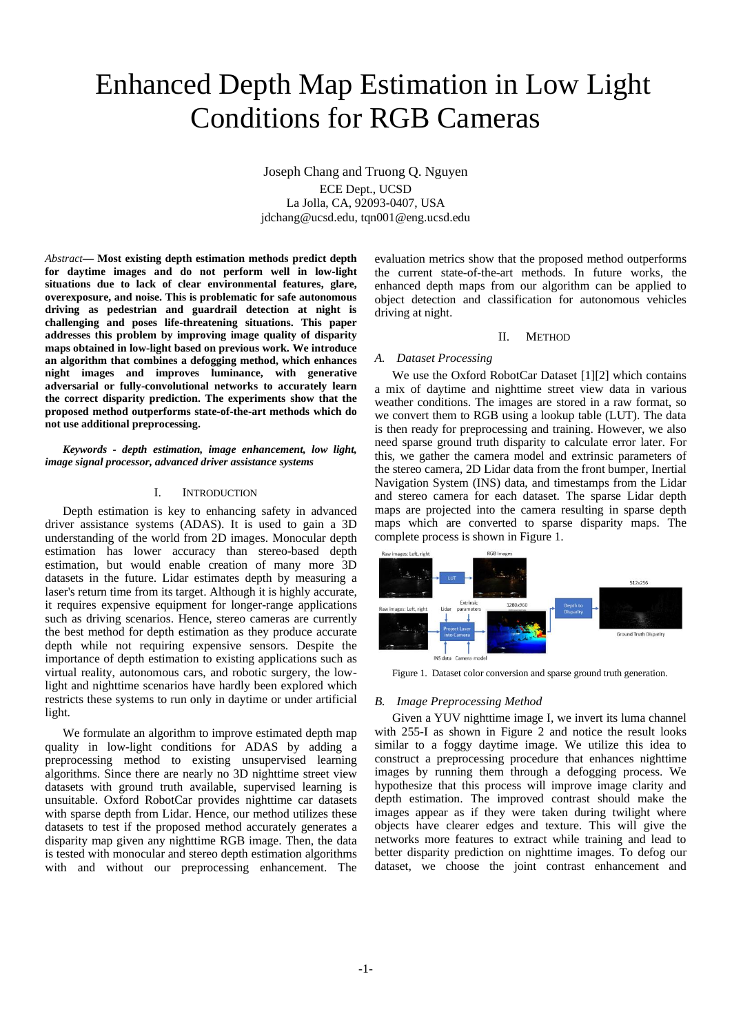# Enhanced Depth Map Estimation in Low Light Conditions for RGB Cameras

Joseph Chang and Truong Q. Nguyen
ECE Dept., UCSD
La Jolla, CA, 92093-0407, USA
jdchang@ucsd.edu, tqn001@eng.ucsd.edu

*Abstract*— **Most existing depth estimation methods predict depth for daytime images and do not perform well in low-light situations due to lack of clear environmental features, glare, overexposure, and noise. This is problematic for safe autonomous driving as pedestrian and guardrail detection at night is challenging and poses life-threatening situations. This paper addresses this problem by improving image quality of disparity maps obtained in low-light based on previous work. We introduce an algorithm that combines a defogging method, which enhances night images and improves luminance, with generative adversarial or fully-convolutional networks to accurately learn the correct disparity prediction. The experiments show that the proposed method outperforms state-of-the-art methods which do not use additional preprocessing.**

***Keywords - depth estimation, image enhancement, low light, image signal processor, advanced driver assistance systems***

## I. Introduction

Depth estimation is key to enhancing safety in advanced driver assistance systems (ADAS). It is used to gain a 3D understanding of the world from 2D images. Monocular depth estimation has lower accuracy than stereo-based depth estimation, but would enable creation of many more 3D datasets in the future. Lidar estimates depth by measuring a laser's return time from its target. Although it is highly accurate, it requires expensive equipment for longer-range applications such as driving scenarios. Hence, stereo cameras are currently the best method for depth estimation as they produce accurate depth while not requiring expensive sensors. Despite the importance of depth estimation to existing applications such as virtual reality, autonomous cars, and robotic surgery, the low-light and nighttime scenarios have hardly been explored which restricts these systems to run only in daytime or under artificial light.

We formulate an algorithm to improve estimated depth map quality in low-light conditions for ADAS by adding a preprocessing method to existing unsupervised learning algorithms. Since there are nearly no 3D nighttime street view datasets with ground truth available, supervised learning is unsuitable. Oxford RobotCar provides nighttime car datasets with sparse depth from Lidar. Hence, our method utilizes these datasets to test if the proposed method accurately generates a disparity map given any nighttime RGB image. Then, the data is tested with monocular and stereo depth estimation algorithms with and without our preprocessing enhancement. The evaluation metrics show that the proposed method outperforms the current state-of-the-art methods. In future works, the enhanced depth maps from our algorithm can be applied to object detection and classification for autonomous vehicles driving at night.

## II. Method

### A. Dataset Processing

We use the Oxford RobotCar Dataset [1][2] which contains a mix of daytime and nighttime street view data in various weather conditions. The images are stored in a raw format, so we convert them to RGB using a lookup table (LUT). The data is then ready for preprocessing and training. However, we also need sparse ground truth disparity to calculate error later. For this, we gather the camera model and extrinsic parameters of the stereo camera, 2D Lidar data from the front bumper, Inertial Navigation System (INS) data, and timestamps from the Lidar and stereo camera for each dataset. The sparse Lidar depth maps are projected into the camera resulting in sparse depth maps which are converted to sparse disparity maps. The complete process is shown in Figure 1.

Figure 1. Dataset color conversion and sparse ground truth generation.

### B. Image Preprocessing Method

Given a YUV nighttime image I, we invert its luma channel with 255-I as shown in Figure 2 and notice the result looks similar to a foggy daytime image. We utilize this idea to construct a preprocessing procedure that enhances nighttime images by running them through a defogging process. We hypothesize that this process will improve image clarity and depth estimation. The improved contrast should make the images appear as if they were taken during twilight where objects have clearer edges and texture. This will give the networks more features to extract while training and lead to better disparity prediction on nighttime images. To defog our dataset, we choose the joint contrast enhancement and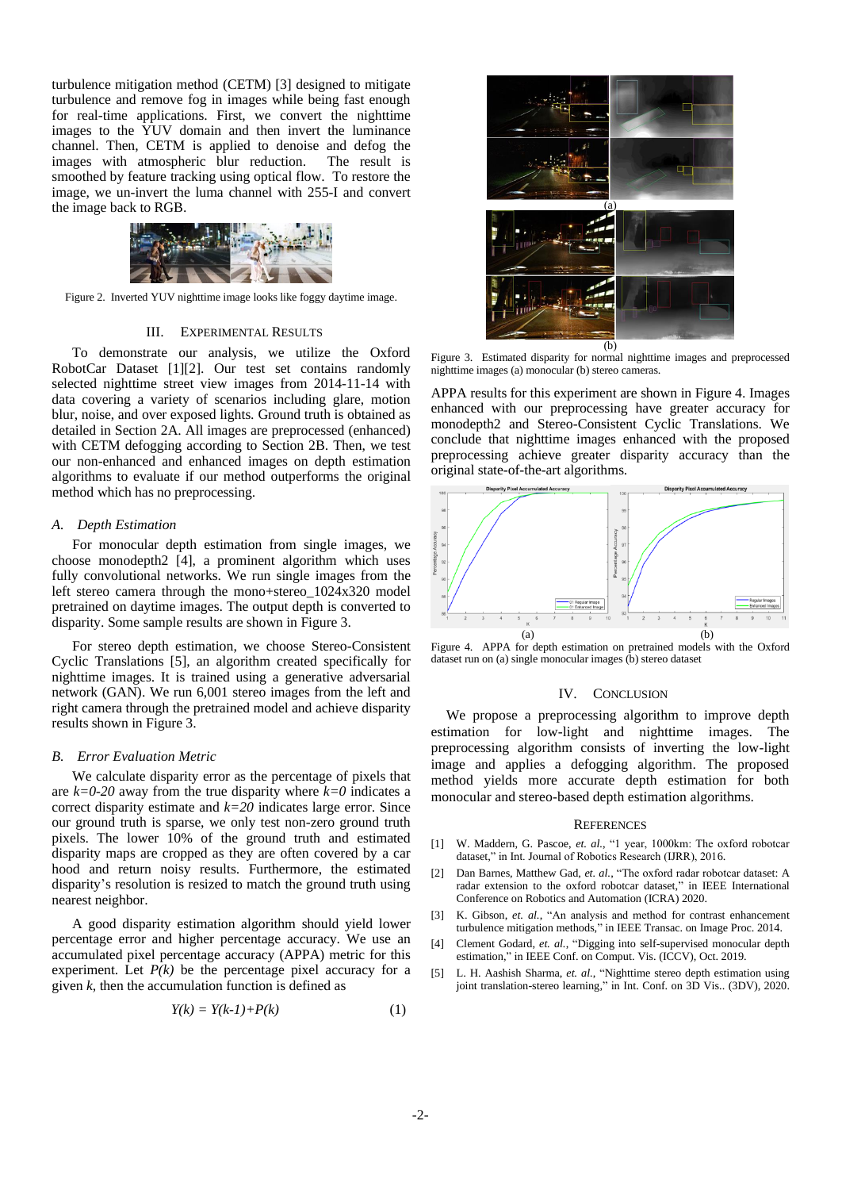turbulence mitigation method (CETM) [3] designed to mitigate turbulence and remove fog in images while being fast enough for real-time applications. First, we convert the nighttime images to the YUV domain and then invert the luminance channel. Then, CETM is applied to denoise and defog the images with atmospheric blur reduction. The result is smoothed by feature tracking using optical flow. To restore the image, we un-invert the luma channel with 255-I and convert the image back to RGB.

Figure 2. Inverted YUV nighttime image looks like foggy daytime image.

## III. Experimental Results

To demonstrate our analysis, we utilize the Oxford RobotCar Dataset [1][2]. Our test set contains randomly selected nighttime street view images from 2014-11-14 with data covering a variety of scenarios including glare, motion blur, noise, and over exposed lights. Ground truth is obtained as detailed in Section 2A. All images are preprocessed (enhanced) with CETM defogging according to Section 2B. Then, we test our non-enhanced and enhanced images on depth estimation algorithms to evaluate if our method outperforms the original method which has no preprocessing.

### *A. Depth Estimation*

For monocular depth estimation from single images, we choose monodepth2 [4], a prominent algorithm which uses fully convolutional networks. We run single images from the left stereo camera through the mono+stereo_1024x320 model pretrained on daytime images. The output depth is converted to disparity. Some sample results are shown in Figure 3.

For stereo depth estimation, we choose Stereo-Consistent Cyclic Translations [5], an algorithm created specifically for nighttime images. It is trained using a generative adversarial network (GAN). We run 6,001 stereo images from the left and right camera through the pretrained model and achieve disparity results shown in Figure 3.

### *B. Error Evaluation Metric*

We calculate disparity error as the percentage of pixels that are $k=0\text{-}20$ away from the true disparity where $k=0$ indicates a correct disparity estimate and $k=20$ indicates large error. Since our ground truth is sparse, we only test non-zero ground truth pixels. The lower 10% of the ground truth and estimated disparity maps are cropped as they are often covered by a car hood and return noisy results. Furthermore, the estimated disparity's resolution is resized to match the ground truth using nearest neighbor.

A good disparity estimation algorithm should yield lower percentage error and higher percentage accuracy. We use an accumulated pixel percentage accuracy (APPA) metric for this experiment. Let $P(k)$ be the percentage pixel accuracy for a given $k$, then the accumulation function is defined as

$$Y(k) = Y(k\text{-}1)+P(k) \tag{1}$$

(a)

(b)

Figure 3. Estimated disparity for normal nighttime images and preprocessed nighttime images (a) monocular (b) stereo cameras.

APPA results for this experiment are shown in Figure 4. Images enhanced with our preprocessing have greater accuracy for monodepth2 and Stereo-Consistent Cyclic Translations. We conclude that nighttime images enhanced with the proposed preprocessing achieve greater disparity accuracy than the original state-of-the-art algorithms.

Disparity Pixel Accumulated Accuracy

Percentage Accuracy

K

Regular Image

Enhanced Image

(a)

Disparity Pixel Accumulated Accuracy

Percentage Accuracy

K

Regular Images

Enhanced Images

(b)

Figure 4. APPA for depth estimation on pretrained models with the Oxford dataset run on (a) single monocular images (b) stereo dataset

## IV. Conclusion

We propose a preprocessing algorithm to improve depth estimation for low-light and nighttime images. The preprocessing algorithm consists of inverting the low-light image and applies a defogging algorithm. The proposed method yields more accurate depth estimation for both monocular and stereo-based depth estimation algorithms.

## References

[1] W. Maddern, G. Pascoe, *et. al.*, "1 year, 1000km: The oxford robotcar dataset," in Int. Journal of Robotics Research (IJRR), 2016.

[2] Dan Barnes, Matthew Gad, *et. al.*, "The oxford radar robotcar dataset: A radar extension to the oxford robotcar dataset," in IEEE International Conference on Robotics and Automation (ICRA) 2020.

[3] K. Gibson, *et. al.*, "An analysis and method for contrast enhancement turbulence mitigation methods," in IEEE Transac. on Image Proc. 2014.

[4] Clement Godard, *et. al.*, "Digging into self-supervised monocular depth estimation," in IEEE Conf. on Comput. Vis. (ICCV), Oct. 2019.

[5] L. H. Aashish Sharma, *et. al.*, "Nighttime stereo depth estimation using joint translation-stereo learning," in Int. Conf. on 3D Vis.. (3DV), 2020.